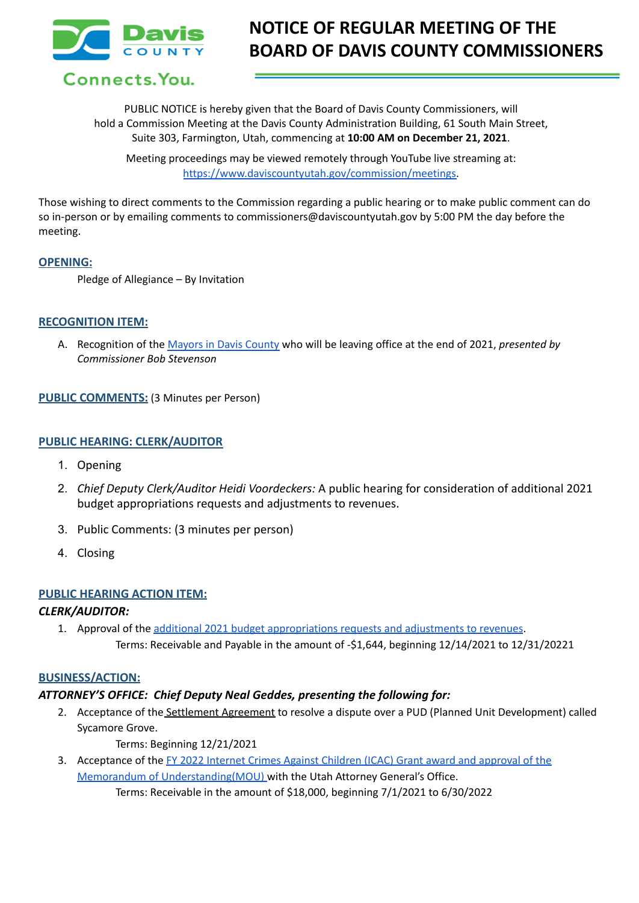# NOTICE OF REGULAR MEETING OF THE BOARD OF DAVIS COUNTY COMMISSIONERS

Davis COUNTY

Connects.You.

PUBLIC NOTICE is hereby given that the Board of Davis County Commissioners, will hold a Commission Meeting at the Davis County Administration Building, 61 South Main Street, Suite 303, Farmington, Utah, commencing at **10:00 AM on December 21, 2021**.

Meeting proceedings may be viewed remotely through YouTube live streaming at: https://www.daviscountyutah.gov/commission/meetings.

Those wishing to direct comments to the Commission regarding a public hearing or to make public comment can do so in-person or by emailing comments to commissioners@daviscountyutah.gov by 5:00 PM the day before the meeting.

## OPENING:

Pledge of Allegiance – By Invitation

## RECOGNITION ITEM:

A. Recognition of the Mayors in Davis County who will be leaving office at the end of 2021, *presented by Commissioner Bob Stevenson*

## PUBLIC COMMENTS: (3 Minutes per Person)

## PUBLIC HEARING: CLERK/AUDITOR

1. Opening
2. *Chief Deputy Clerk/Auditor Heidi Voordeckers:* A public hearing for consideration of additional 2021 budget appropriations requests and adjustments to revenues.
3. Public Comments: (3 minutes per person)
4. Closing

## PUBLIC HEARING ACTION ITEM:

***CLERK/AUDITOR:***

1. Approval of the additional 2021 budget appropriations requests and adjustments to revenues.
   Terms: Receivable and Payable in the amount of -$1,644, beginning 12/14/2021 to 12/31/20221

## BUSINESS/ACTION:

***ATTORNEY'S OFFICE: Chief Deputy Neal Geddes, presenting the following for:***

2. Acceptance of the Settlement Agreement to resolve a dispute over a PUD (Planned Unit Development) called Sycamore Grove.
   Terms: Beginning 12/21/2021
3. Acceptance of the FY 2022 Internet Crimes Against Children (ICAC) Grant award and approval of the Memorandum of Understanding(MOU) with the Utah Attorney General's Office.
   Terms: Receivable in the amount of $18,000, beginning 7/1/2021 to 6/30/2022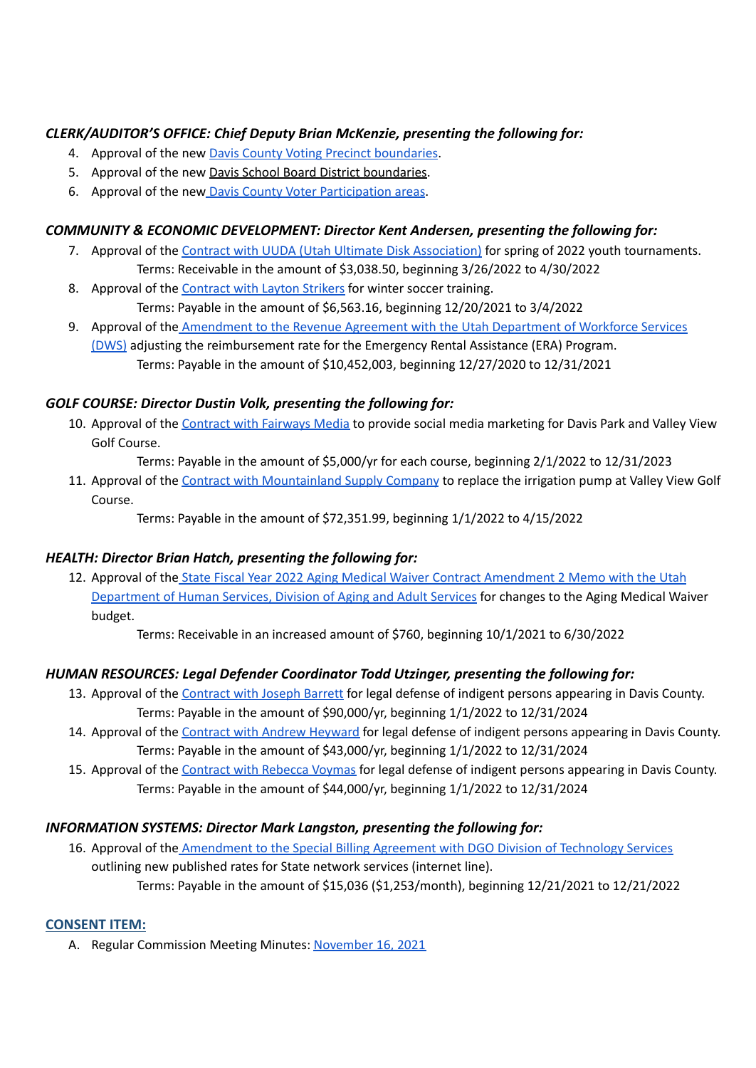***CLERK/AUDITOR'S OFFICE: Chief Deputy Brian McKenzie, presenting the following for:***

4. Approval of the new Davis County Voting Precinct boundaries.
5. Approval of the new Davis School Board District boundaries.
6. Approval of the new Davis County Voter Participation areas.

***COMMUNITY & ECONOMIC DEVELOPMENT: Director Kent Andersen, presenting the following for:***

7. Approval of the Contract with UUDA (Utah Ultimate Disk Association) for spring of 2022 youth tournaments.
   Terms: Receivable in the amount of $3,038.50, beginning 3/26/2022 to 4/30/2022
8. Approval of the Contract with Layton Strikers for winter soccer training.
   Terms: Payable in the amount of $6,563.16, beginning 12/20/2021 to 3/4/2022
9. Approval of the Amendment to the Revenue Agreement with the Utah Department of Workforce Services (DWS) adjusting the reimbursement rate for the Emergency Rental Assistance (ERA) Program.
   Terms: Payable in the amount of $10,452,003, beginning 12/27/2020 to 12/31/2021

***GOLF COURSE: Director Dustin Volk, presenting the following for:***

10. Approval of the Contract with Fairways Media to provide social media marketing for Davis Park and Valley View Golf Course.
    Terms: Payable in the amount of $5,000/yr for each course, beginning 2/1/2022 to 12/31/2023
11. Approval of the Contract with Mountainland Supply Company to replace the irrigation pump at Valley View Golf Course.
    Terms: Payable in the amount of $72,351.99, beginning 1/1/2022 to 4/15/2022

***HEALTH: Director Brian Hatch, presenting the following for:***

12. Approval of the State Fiscal Year 2022 Aging Medical Waiver Contract Amendment 2 Memo with the Utah Department of Human Services, Division of Aging and Adult Services for changes to the Aging Medical Waiver budget.
    Terms: Receivable in an increased amount of $760, beginning 10/1/2021 to 6/30/2022

***HUMAN RESOURCES: Legal Defender Coordinator Todd Utzinger, presenting the following for:***

13. Approval of the Contract with Joseph Barrett for legal defense of indigent persons appearing in Davis County.
    Terms: Payable in the amount of $90,000/yr, beginning 1/1/2022 to 12/31/2024
14. Approval of the Contract with Andrew Heyward for legal defense of indigent persons appearing in Davis County.
    Terms: Payable in the amount of $43,000/yr, beginning 1/1/2022 to 12/31/2024
15. Approval of the Contract with Rebecca Voymas for legal defense of indigent persons appearing in Davis County.
    Terms: Payable in the amount of $44,000/yr, beginning 1/1/2022 to 12/31/2024

***INFORMATION SYSTEMS: Director Mark Langston, presenting the following for:***

16. Approval of the Amendment to the Special Billing Agreement with DGO Division of Technology Services outlining new published rates for State network services (internet line).
    Terms: Payable in the amount of $15,036 ($1,253/month), beginning 12/21/2021 to 12/21/2022

**CONSENT ITEM:**

A. Regular Commission Meeting Minutes: November 16, 2021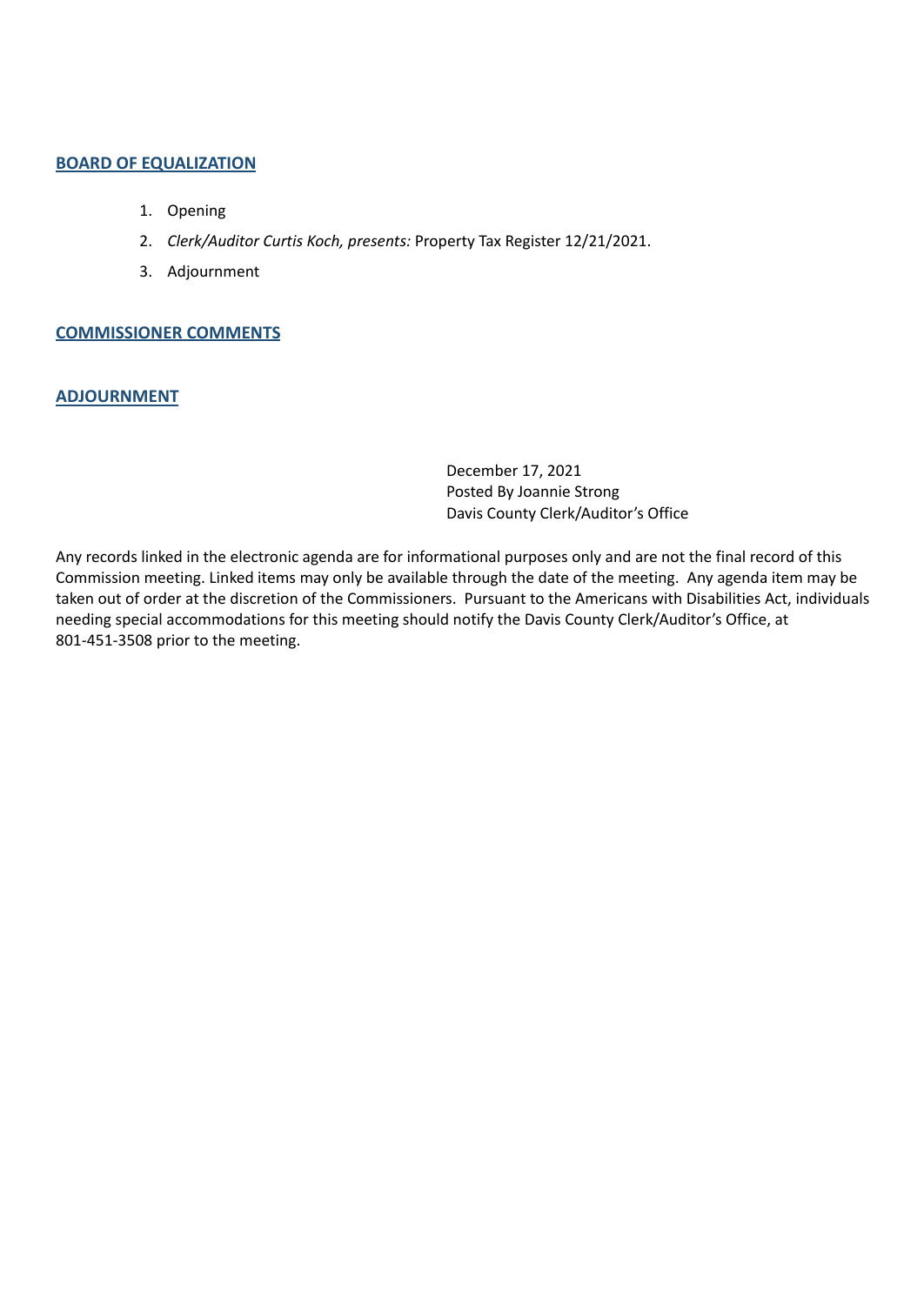## BOARD OF EQUALIZATION

1. Opening
2. *Clerk/Auditor Curtis Koch, presents:* Property Tax Register 12/21/2021.
3. Adjournment

## COMMISSIONER COMMENTS

## ADJOURNMENT

December 17, 2021
Posted By Joannie Strong
Davis County Clerk/Auditor's Office

Any records linked in the electronic agenda are for informational purposes only and are not the final record of this Commission meeting. Linked items may only be available through the date of the meeting. Any agenda item may be taken out of order at the discretion of the Commissioners. Pursuant to the Americans with Disabilities Act, individuals needing special accommodations for this meeting should notify the Davis County Clerk/Auditor's Office, at 801-451-3508 prior to the meeting.